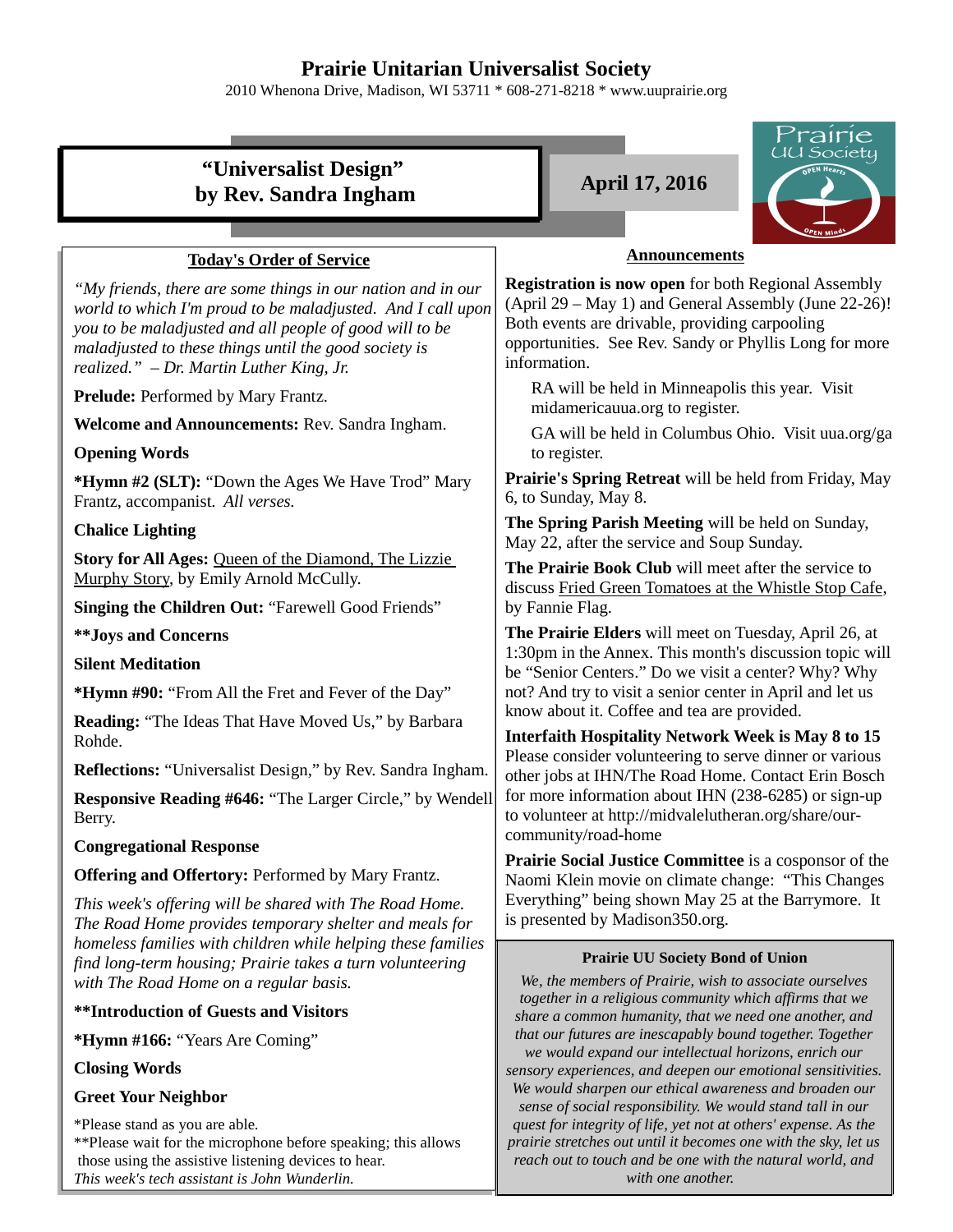# Prairie Unitarian Universalist Society

2010 Whenona Drive, Madison, WI 53711 * 608-271-8218 * www.uuprairie.org

## "Universalist Design" by Rev. Sandra Ingham

**April 17, 2016**

### Today's Order of Service

*"My friends, there are some things in our nation and in our world to which I'm proud to be maladjusted. And I call upon you to be maladjusted and all people of good will to be maladjusted to these things until the good society is realized." – Dr. Martin Luther King, Jr.*

**Prelude:** Performed by Mary Frantz.

**Welcome and Announcements:** Rev. Sandra Ingham.

**Opening Words**

***Hymn #2 (SLT):** "Down the Ages We Have Trod" Mary Frantz, accompanist. *All verses.*

**Chalice Lighting**

**Story for All Ages:** Queen of the Diamond, The Lizzie Murphy Story, by Emily Arnold McCully.

**Singing the Children Out:** "Farewell Good Friends"

****Joys and Concerns**

**Silent Meditation**

***Hymn #90:** "From All the Fret and Fever of the Day"

**Reading:** "The Ideas That Have Moved Us," by Barbara Rohde.

**Reflections:** "Universalist Design," by Rev. Sandra Ingham.

**Responsive Reading #646:** "The Larger Circle," by Wendell Berry.

**Congregational Response**

**Offering and Offertory:** Performed by Mary Frantz.

*This week's offering will be shared with The Road Home. The Road Home provides temporary shelter and meals for homeless families with children while helping these families find long-term housing; Prairie takes a turn volunteering with The Road Home on a regular basis.*

****Introduction of Guests and Visitors**

***Hymn #166:** "Years Are Coming"

**Closing Words**

**Greet Your Neighbor**

*Please stand as you are able.
**Please wait for the microphone before speaking; this allows those using the assistive listening devices to hear.
*This week's tech assistant is John Wunderlin.*

### Announcements

**Registration is now open** for both Regional Assembly (April 29 – May 1) and General Assembly (June 22-26)! Both events are drivable, providing carpooling opportunities. See Rev. Sandy or Phyllis Long for more information.

RA will be held in Minneapolis this year. Visit midamericauua.org to register.

GA will be held in Columbus Ohio. Visit uua.org/ga to register.

**Prairie's Spring Retreat** will be held from Friday, May 6, to Sunday, May 8.

**The Spring Parish Meeting** will be held on Sunday, May 22, after the service and Soup Sunday.

**The Prairie Book Club** will meet after the service to discuss Fried Green Tomatoes at the Whistle Stop Cafe, by Fannie Flag.

**The Prairie Elders** will meet on Tuesday, April 26, at 1:30pm in the Annex. This month's discussion topic will be "Senior Centers." Do we visit a center? Why? Why not? And try to visit a senior center in April and let us know about it. Coffee and tea are provided.

**Interfaith Hospitality Network Week is May 8 to 15** Please consider volunteering to serve dinner or various other jobs at IHN/The Road Home. Contact Erin Bosch for more information about IHN (238-6285) or sign-up to volunteer at http://midvalelutheran.org/share/our-community/road-home

**Prairie Social Justice Committee** is a cosponsor of the Naomi Klein movie on climate change: "This Changes Everything" being shown May 25 at the Barrymore. It is presented by Madison350.org.

#### Prairie UU Society Bond of Union

*We, the members of Prairie, wish to associate ourselves together in a religious community which affirms that we share a common humanity, that we need one another, and that our futures are inescapably bound together. Together we would expand our intellectual horizons, enrich our sensory experiences, and deepen our emotional sensitivities. We would sharpen our ethical awareness and broaden our sense of social responsibility. We would stand tall in our quest for integrity of life, yet not at others' expense. As the prairie stretches out until it becomes one with the sky, let us reach out to touch and be one with the natural world, and with one another.*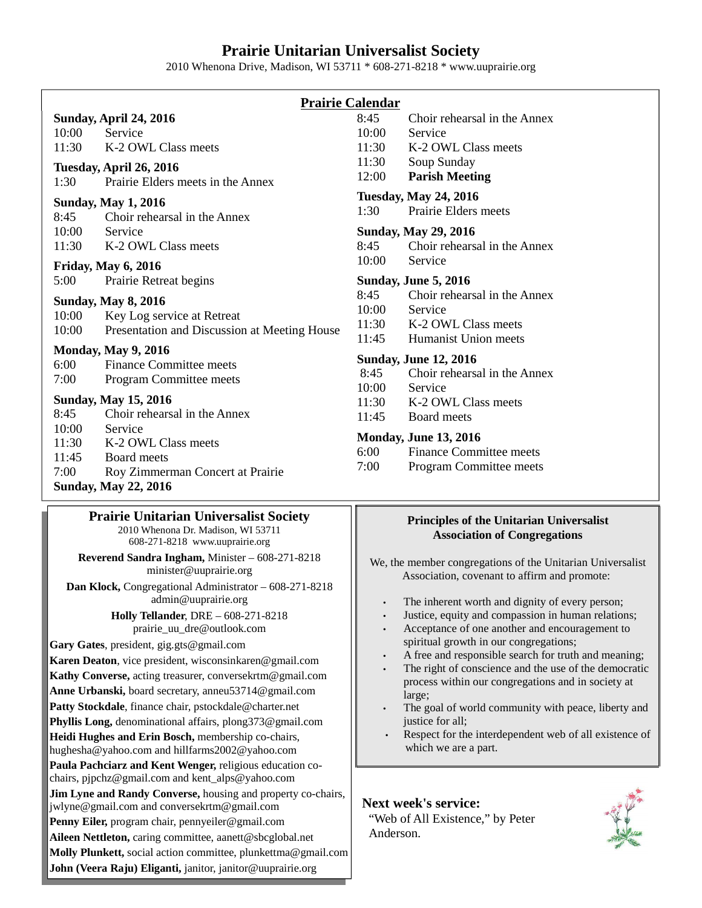# Prairie Unitarian Universalist Society

2010 Whenona Drive, Madison, WI 53711 * 608-271-8218 * www.uuprairie.org

## Prairie Calendar

**Sunday, April 24, 2016**
10:00 Service
11:30 K-2 OWL Class meets

**Tuesday, April 26, 2016**
1:30 Prairie Elders meets in the Annex

**Sunday, May 1, 2016**
8:45 Choir rehearsal in the Annex
10:00 Service
11:30 K-2 OWL Class meets

**Friday, May 6, 2016**
5:00 Prairie Retreat begins

**Sunday, May 8, 2016**
10:00 Key Log service at Retreat
10:00 Presentation and Discussion at Meeting House

**Monday, May 9, 2016**
6:00 Finance Committee meets
7:00 Program Committee meets

**Sunday, May 15, 2016**
8:45 Choir rehearsal in the Annex
10:00 Service
11:30 K-2 OWL Class meets
11:45 Board meets
7:00 Roy Zimmerman Concert at Prairie

**Sunday, May 22, 2016**
8:45 Choir rehearsal in the Annex
10:00 Service
11:30 K-2 OWL Class meets
11:30 Soup Sunday
12:00 **Parish Meeting**

**Tuesday, May 24, 2016**
1:30 Prairie Elders meets

**Sunday, May 29, 2016**
8:45 Choir rehearsal in the Annex
10:00 Service

**Sunday, June 5, 2016**
8:45 Choir rehearsal in the Annex
10:00 Service
11:30 K-2 OWL Class meets
11:45 Humanist Union meets

**Sunday, June 12, 2016**
8:45 Choir rehearsal in the Annex
10:00 Service
11:30 K-2 OWL Class meets
11:45 Board meets

**Monday, June 13, 2016**
6:00 Finance Committee meets
7:00 Program Committee meets

### Prairie Unitarian Universalist Society

2010 Whenona Dr. Madison, WI 53711
608-271-8218 www.uuprairie.org

**Reverend Sandra Ingham,** Minister – 608-271-8218
minister@uuprairie.org

**Dan Klock,** Congregational Administrator – 608-271-8218
admin@uuprairie.org

**Holly Tellander**, DRE – 608-271-8218
prairie_uu_dre@outlook.com

**Gary Gates**, president, gig.gts@gmail.com
**Karen Deaton**, vice president, wisconsinkaren@gmail.com
**Kathy Converse,** acting treasurer, conversekrtm@gmail.com
**Anne Urbanski,** board secretary, anneu53714@gmail.com
**Patty Stockdale**, finance chair, pstockdale@charter.net
**Phyllis Long,** denominational affairs, plong373@gmail.com
**Heidi Hughes and Erin Bosch,** membership co-chairs, hughesha@yahoo.com and hillfarms2002@yahoo.com
**Paula Pachciarz and Kent Wenger,** religious education co-chairs, pjpchz@gmail.com and kent_alps@yahoo.com
**Jim Lyne and Randy Converse,** housing and property co-chairs, jwlyne@gmail.com and conversekrtm@gmail.com
**Penny Eiler,** program chair, pennyeiler@gmail.com
**Aileen Nettleton,** caring committee, aanett@sbcglobal.net
**Molly Plunkett,** social action committee, plunkettma@gmail.com
**John (Veera Raju) Eliganti,** janitor, janitor@uuprairie.org

### Principles of the Unitarian Universalist Association of Congregations

We, the member congregations of the Unitarian Universalist Association, covenant to affirm and promote:

- The inherent worth and dignity of every person;
- Justice, equity and compassion in human relations;
- Acceptance of one another and encouragement to spiritual growth in our congregations;
- A free and responsible search for truth and meaning;
- The right of conscience and the use of the democratic process within our congregations and in society at large;
- The goal of world community with peace, liberty and justice for all;
- Respect for the interdependent web of all existence of which we are a part.

**Next week's service:**
"Web of All Existence," by Peter Anderson.